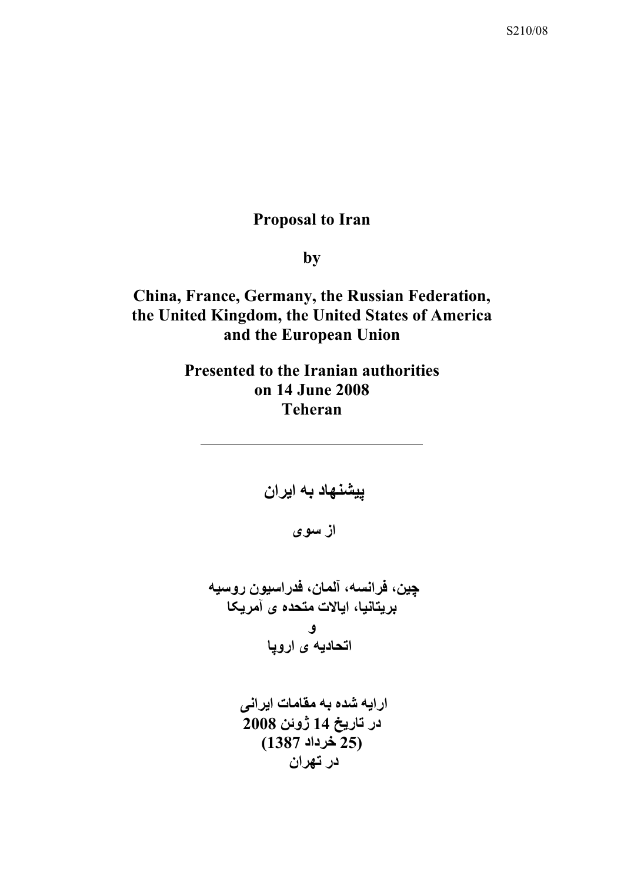S210/08

# Proposal to Iran

**by**

**China, France, Germany, the Russian Federation, the United Kingdom, the United States of America and the European Union**

**Presented to the Iranian authorities on 14 June 2008 Teheran**

---

# پیشنهاد به ایران

**از سوی**

**چین، فرانسه، آلمان، فدراسیون روسیه بریتانیا، ایالات متحده ی آمریکا و اتحادیه ی اروپا**

**ارایه شده به مقامات ایرانی در تاریخ 14 ژوئن 2008 (25 خرداد 1387) در تهران**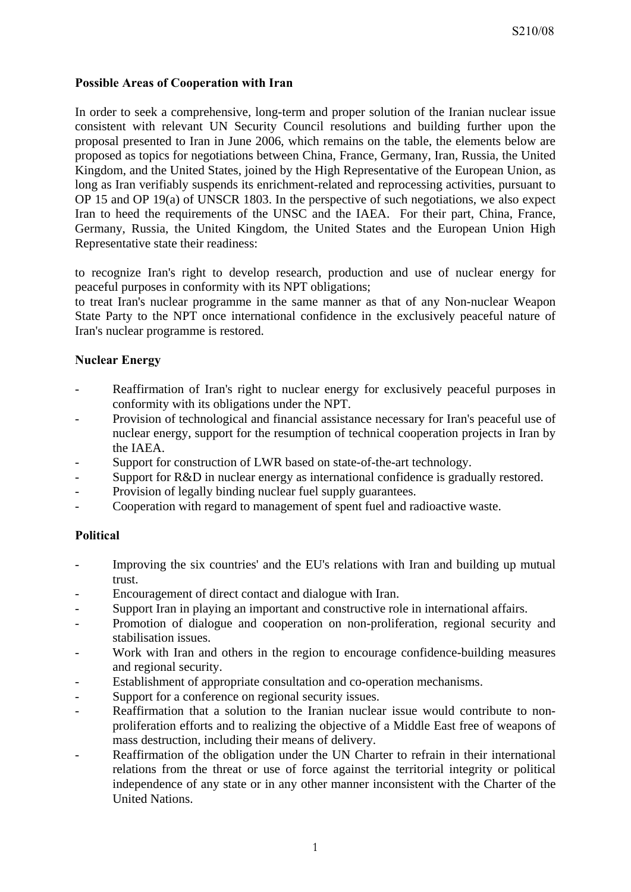S210/08

**Possible Areas of Cooperation with Iran**

In order to seek a comprehensive, long-term and proper solution of the Iranian nuclear issue consistent with relevant UN Security Council resolutions and building further upon the proposal presented to Iran in June 2006, which remains on the table, the elements below are proposed as topics for negotiations between China, France, Germany, Iran, Russia, the United Kingdom, and the United States, joined by the High Representative of the European Union, as long as Iran verifiably suspends its enrichment-related and reprocessing activities, pursuant to OP 15 and OP 19(a) of UNSCR 1803. In the perspective of such negotiations, we also expect Iran to heed the requirements of the UNSC and the IAEA. For their part, China, France, Germany, Russia, the United Kingdom, the United States and the European Union High Representative state their readiness:

to recognize Iran's right to develop research, production and use of nuclear energy for peaceful purposes in conformity with its NPT obligations;
to treat Iran's nuclear programme in the same manner as that of any Non-nuclear Weapon State Party to the NPT once international confidence in the exclusively peaceful nature of Iran's nuclear programme is restored.

**Nuclear Energy**

- Reaffirmation of Iran's right to nuclear energy for exclusively peaceful purposes in conformity with its obligations under the NPT.
- Provision of technological and financial assistance necessary for Iran's peaceful use of nuclear energy, support for the resumption of technical cooperation projects in Iran by the IAEA.
- Support for construction of LWR based on state-of-the-art technology.
- Support for R&D in nuclear energy as international confidence is gradually restored.
- Provision of legally binding nuclear fuel supply guarantees.
- Cooperation with regard to management of spent fuel and radioactive waste.

**Political**

- Improving the six countries' and the EU's relations with Iran and building up mutual trust.
- Encouragement of direct contact and dialogue with Iran.
- Support Iran in playing an important and constructive role in international affairs.
- Promotion of dialogue and cooperation on non-proliferation, regional security and stabilisation issues.
- Work with Iran and others in the region to encourage confidence-building measures and regional security.
- Establishment of appropriate consultation and co-operation mechanisms.
- Support for a conference on regional security issues.
- Reaffirmation that a solution to the Iranian nuclear issue would contribute to non-proliferation efforts and to realizing the objective of a Middle East free of weapons of mass destruction, including their means of delivery.
- Reaffirmation of the obligation under the UN Charter to refrain in their international relations from the threat or use of force against the territorial integrity or political independence of any state or in any other manner inconsistent with the Charter of the United Nations.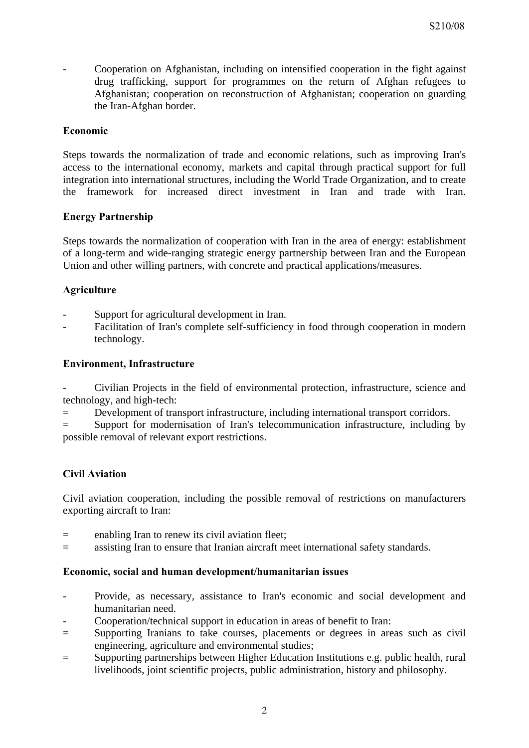- Cooperation on Afghanistan, including on intensified cooperation in the fight against drug trafficking, support for programmes on the return of Afghan refugees to Afghanistan; cooperation on reconstruction of Afghanistan; cooperation on guarding the Iran-Afghan border.

**Economic**

Steps towards the normalization of trade and economic relations, such as improving Iran's access to the international economy, markets and capital through practical support for full integration into international structures, including the World Trade Organization, and to create the framework for increased direct investment in Iran and trade with Iran.

**Energy Partnership**

Steps towards the normalization of cooperation with Iran in the area of energy: establishment of a long-term and wide-ranging strategic energy partnership between Iran and the European Union and other willing partners, with concrete and practical applications/measures.

**Agriculture**

- Support for agricultural development in Iran.
- Facilitation of Iran's complete self-sufficiency in food through cooperation in modern technology.

**Environment, Infrastructure**

- Civilian Projects in the field of environmental protection, infrastructure, science and technology, and high-tech:

= Development of transport infrastructure, including international transport corridors.

= Support for modernisation of Iran's telecommunication infrastructure, including by possible removal of relevant export restrictions.

**Civil Aviation**

Civil aviation cooperation, including the possible removal of restrictions on manufacturers exporting aircraft to Iran:

= enabling Iran to renew its civil aviation fleet;

= assisting Iran to ensure that Iranian aircraft meet international safety standards.

**Economic, social and human development/humanitarian issues**

- Provide, as necessary, assistance to Iran's economic and social development and humanitarian need.
- Cooperation/technical support in education in areas of benefit to Iran:

= Supporting Iranians to take courses, placements or degrees in areas such as civil engineering, agriculture and environmental studies;

= Supporting partnerships between Higher Education Institutions e.g. public health, rural livelihoods, joint scientific projects, public administration, history and philosophy.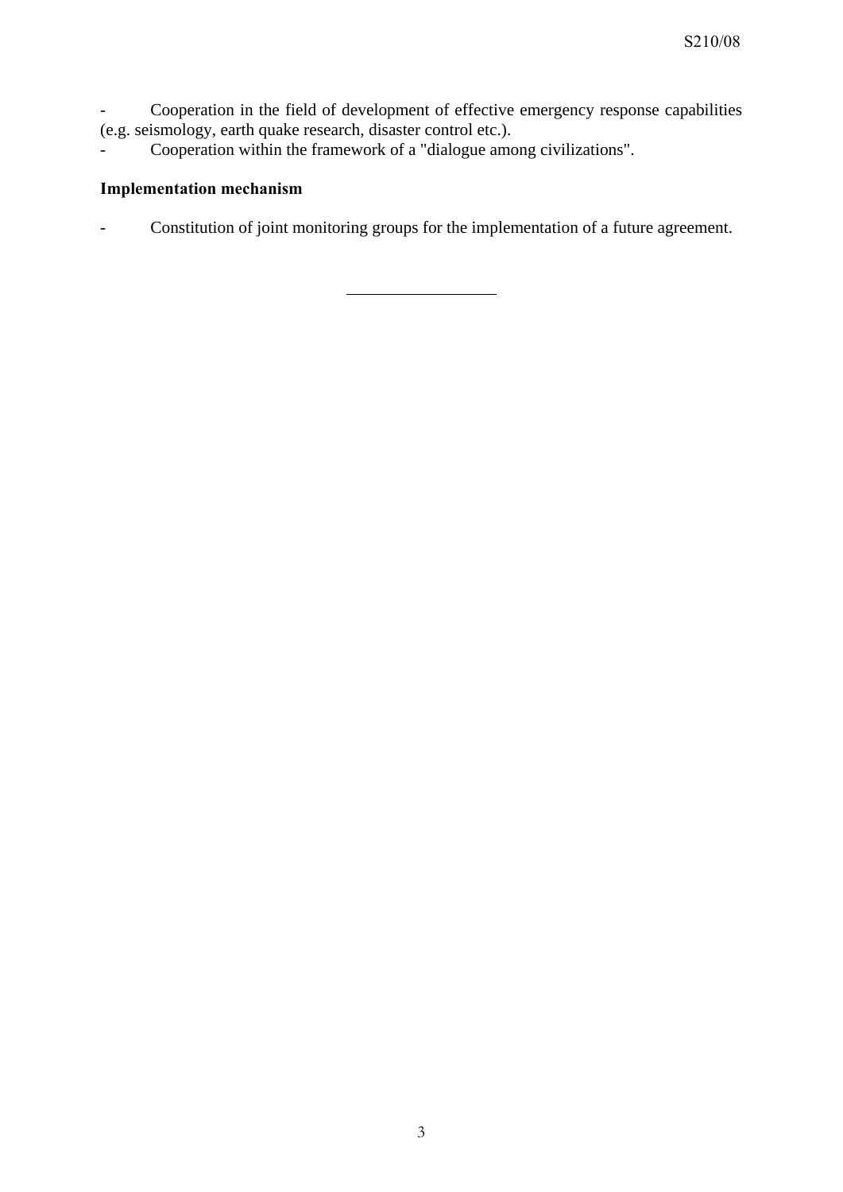- Cooperation in the field of development of effective emergency response capabilities (e.g. seismology, earth quake research, disaster control etc.).
- Cooperation within the framework of a "dialogue among civilizations".

**Implementation mechanism**

- Constitution of joint monitoring groups for the implementation of a future agreement.

---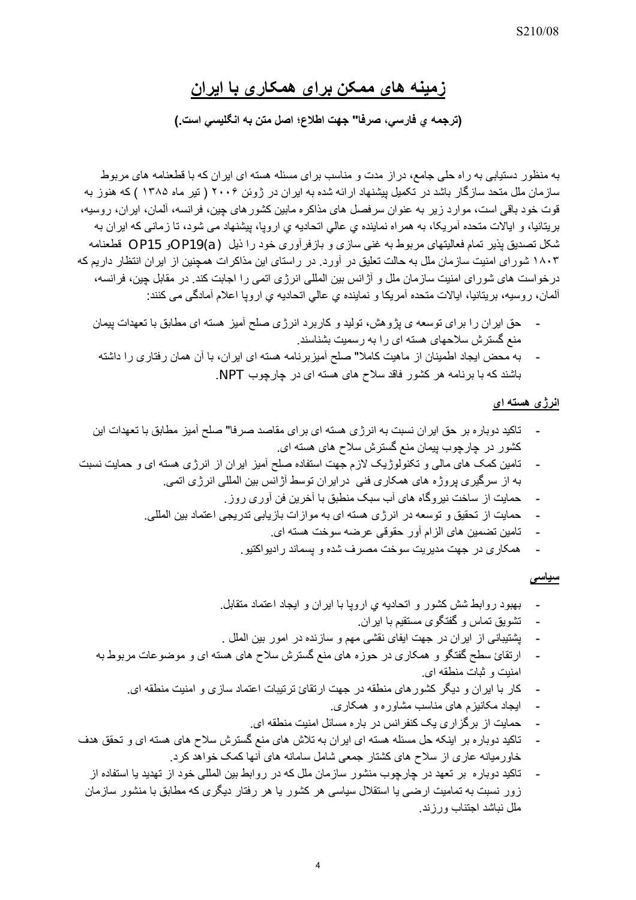# زمینه های ممکن برای همکاری با ایران

**(ترجمه ي فارسي، صرفا" جهت اطلاع؛ اصل متن به انگليسي است.)**

به منظور دستیابی به راه حلی جامع، دراز مدت و مناسب برای مسئله هسته ای ایران که با قطعنامه های مربوط سازمان ملل متحد سازگار باشد در تکمیل پیشنهاد ارائه شده به ایران در ژوئن ۲۰۰۶ ( تیر ماه ۱۳۸۵ ) که هنوز به قوت خود باقی است، موارد زیر به عنوان سرفصل های مذاکره مابین کشورهای چین، فرانسه، آلمان، ایران، روسیه، بریتانیا، و ایالات متحده آمریکا، به همراه نماینده ي عالي اتحاديه ي اروپا، پیشنهاد می شود، تا زمانی که ایران به شکل تصدیق پذیر تمام فعالیتهای مربوط به غنی سازی و بازفرآوری خود را ذیل OP19(a) و OP15 قطعنامه ۱۸۰۳ شورای امنیت سازمان ملل به حالت تعلیق در آورد. در راستای این مذاکرات همچنین از ایران انتظار داریم که درخواست های شورای امنیت سازمان ملل و آژانس بین المللی انرژی اتمی را اجابت کند. در مقابل چین، فرانسه، آلمان، روسیه، بریتانیا، ایالات متحده آمریکا و نماینده ي عالي اتحاديه ي اروپا اعلام آمادگی می کنند:

- حق ایران را برای توسعه ی پژوهش، تولید و کاربرد انرژی صلح آمیز هسته ای مطابق با تعهدات پیمان منع گسترش سلاحهای هسته ای را به رسمیت بشناسند.
- به محض ایجاد اطمینان از ماهیت کاملا" صلح آمیزبرنامه هسته ای ایران، با آن همان رفتاری را داشته باشند که با برنامه هر کشور فاقد سلاح های هسته ای در چارچوب NPT.

## انرژی هسته ای

- تاکید دوباره بر حق ایران نسبت به انرژی هسته ای برای مقاصد صرفا" صلح آمیز مطابق با تعهدات این کشور در چارچوب پیمان منع گسترش سلاح های هسته ای.
- تامین کمک های مالی و تکنولوژیک لازم جهت استفاده صلح آمیز ایران از انرژی هسته ای و حمایت نسبت به از سرگیری پروژه های همکاری فنی درایران توسط آژانس بین المللی انرژی اتمی.
- حمایت از ساخت نیروگاه های آب سبک منطبق با آخرین فن آوری روز.
- حمایت از تحقیق و توسعه در انرژی هسته ای به موازات بازیابی تدریجی اعتماد بین المللی.
- تامین تضمین های الزام آور حقوقی عرضه سوخت هسته ای.
- همکاری در جهت مدیریت سوخت مصرف شده و پسماند رادیواکتیو.

## سیاسی

- بهبود روابط شش کشور و اتحاديه ي اروپا با ایران و ایجاد اعتماد متقابل.
- تشویق تماس و گفتگوی مستقیم با ایران.
- پشتیبانی از ایران در جهت ایفای نقشی مهم و سازنده در امور بین الملل .
- ارتقائ سطح گفتگو و همکاری در حوزه های منع گسترش سلاح های هسته ای و موضوعات مربوط به امنیت و ثبات منطقه ای.
- کار با ایران و دیگر کشورهای منطقه در جهت ارتقائ ترتیبات اعتماد سازی و امنیت منطقه ای.
- ایجاد مکانیزم های مناسب مشاوره و همکاری.
- حمایت از برگزاری یک کنفرانس در باره مسائل امنیت منطقه ای.
- تاکید دوباره بر اینکه حل مسئله هسته ای ایران به تلاش های منع گسترش سلاح های هسته ای و تحقق هدف خاورمیانه عاری از سلاح های کشتار جمعی شامل سامانه های آنها کمک خواهد کرد.
- تاکید دوباره بر تعهد در چارچوب منشور سازمان ملل که در روابط بین المللی خود از تهدید یا استفاده از زور نسبت به تمامیت ارضی یا استقلال سیاسی هر کشور یا هر رفتار دیگری که مطابق با منشور سازمان ملل نباشد اجتناب ورزند.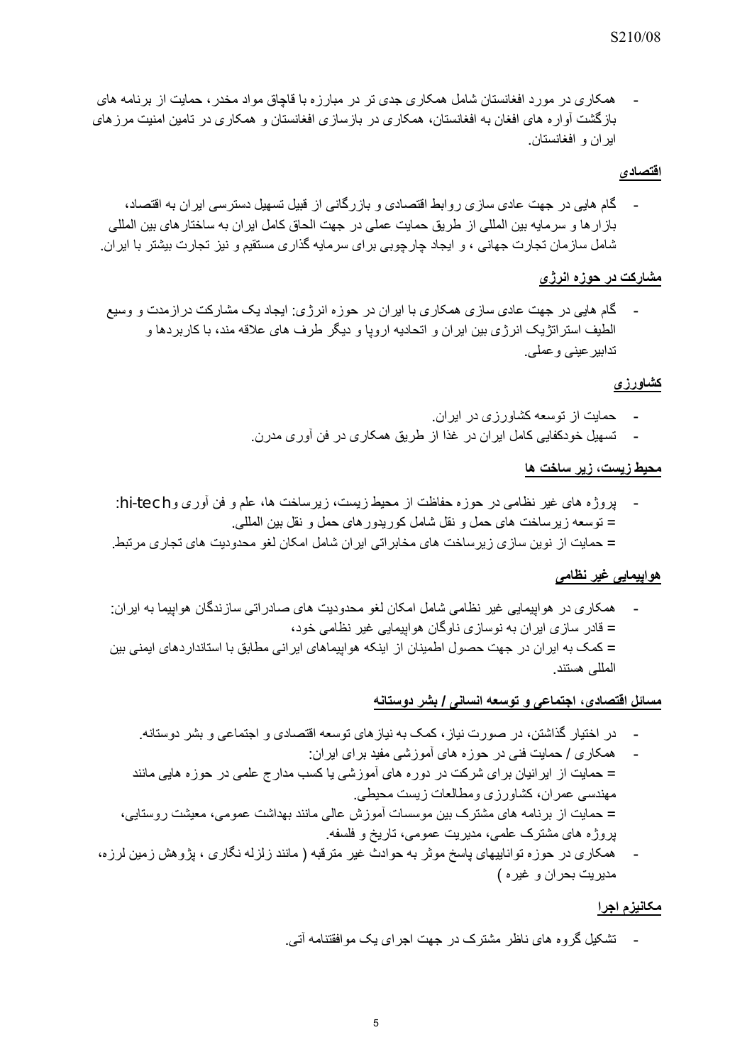- همکاری در مورد افغانستان شامل همکاری جدی تر در مبارزه با قاچاق مواد مخدر، حمایت از برنامه های بازگشت آواره های افغان به افغانستان، همکاری در بازسازی افغانستان و همکاری در تامین امنیت مرزهای ایران و افغانستان.

**اقتصادی**

- گام هایی در جهت عادی سازی روابط اقتصادی و بازرگانی از قبیل تسهیل دسترسی ایران به اقتصاد، بازارها و سرمایه بین المللی از طریق حمایت عملی در جهت الحاق کامل ایران به ساختارهای بین المللی شامل سازمان تجارت جهانی ، و ایجاد چارچوبی برای سرمایه گذاری مستقیم و نیز تجارت بیشتر با ایران.

**مشارکت در حوزه انرژی**

- گام هایی در جهت عادی سازی همکاری با ایران در حوزه انرژی: ایجاد یک مشارکت درازمدت و وسیع الطیف استراتژیک انرژی بین ایران و اتحادیه اروپا و دیگر طرف های علاقه مند، با کاربردها و تدابیر عینی و عملی.

**کشاورزی**

- حمایت از توسعه کشاورزی در ایران.
- تسهیل خودکفایی کامل ایران در غذا از طریق همکاری در فن آوری مدرن.

**محیط زیست، زیر ساخت ها**

- پروژه های غیر نظامی در حوزه حفاظت از محیط زیست، زیرساخت ها، علم و فن آوری وhi-tech:
= توسعه زیرساخت های حمل و نقل شامل کوریدورهای حمل و نقل بین المللی.
= حمایت از نوین سازی زیرساخت های مخابراتی ایران شامل امکان لغو محدودیت های تجاری مرتبط.

**هواپیمایی غیر نظامی**

- همکاری در هواپیمایی غیر نظامی شامل امکان لغو محدودیت های صادراتی سازندگان هواپیما به ایران:
= قادر سازی ایران به نوسازی ناوگان هواپیمایی غیر نظامی خود،
= کمک به ایران در جهت حصول اطمینان از اینکه هواپیماهای ایرانی مطابق با استانداردهای ایمنی بین المللی هستند.

**مسائل اقتصادی، اجتماعی و توسعه انسانی / بشر دوستانه**

- در اختیار گذاشتن، در صورت نیاز، کمک به نیازهای توسعه اقتصادی و اجتماعی و بشر دوستانه.
- همکاری / حمایت فنی در حوزه های آموزشی مفید برای ایران:
= حمایت از ایرانیان برای شرکت در دوره های آموزشی یا کسب مدارج علمی در حوزه هایی مانند مهندسی عمران، کشاورزی ومطالعات زیست محیطی.
= حمایت از برنامه های مشترک بین موسسات آموزش عالی مانند بهداشت عمومی، معیشت روستایی، پروژه های مشترک علمی، مدیریت عمومی، تاریخ و فلسفه.
- همکاری در حوزه تواناییهای پاسخ موثر به حوادث غیر مترقبه ( مانند زلزله نگاری ، پژوهش زمین لرزه، مدیریت بحران و غیره )

**مکانیزم اجرا**

- تشکیل گروه های ناظر مشترک در جهت اجرای یک موافقتنامه آتی.